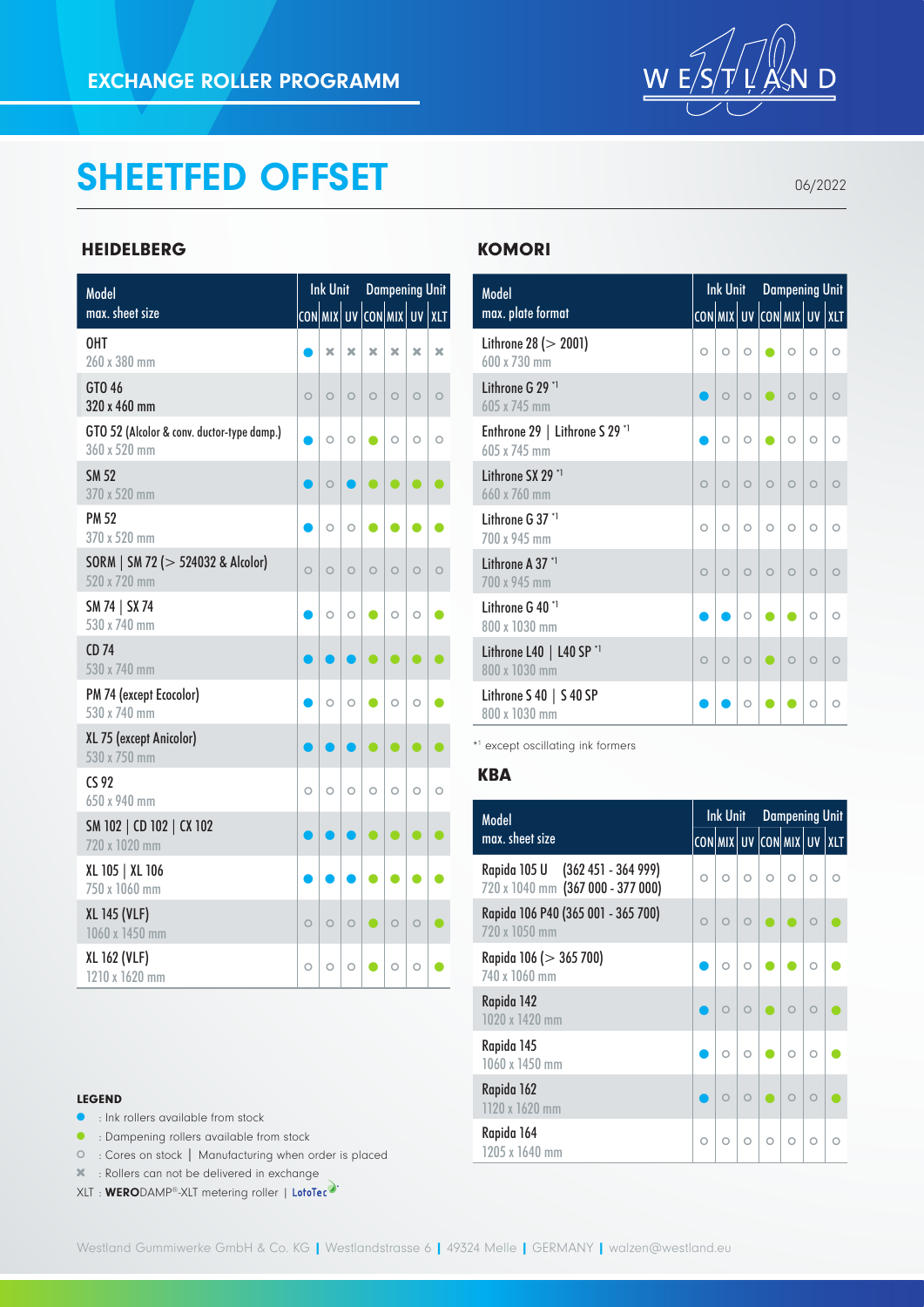EXCHANGE ROLLER PROGRAMM

# SHEETFED OFFSET

06/2022

## HEIDELBERG

| Model<br>max. sheet size | Ink Unit | | | Dampening Unit | | | |
|---|---|---|---|---|---|---|---|
| | CON | MIX | UV | CON | MIX | UV | XLT |
| OHT<br>260 x 380 mm | ● | ✖ | ✖ | ✖ | ✖ | ✖ | ✖ |
| GTO 46<br>320 x 460 mm | ○ | ○ | ○ | ○ | ○ | ○ | ○ |
| GTO 52 (Alcolor & conv. ductor-type damp.)<br>360 x 520 mm | ● | ○ | ○ | ● | ○ | ○ | ○ |
| SM 52<br>370 x 520 mm | ● | ○ | ● | ● | ● | ● | ● |
| PM 52<br>370 x 520 mm | ● | ○ | ○ | ● | ● | ● | ● |
| SORM \| SM 72 (> 524032 & Alcolor)<br>520 x 720 mm | ○ | ○ | ○ | ○ | ○ | ○ | ○ |
| SM 74 \| SX 74<br>530 x 740 mm | ● | ○ | ○ | ● | ○ | ○ | ● |
| CD 74<br>530 x 740 mm | ● | ● | ● | ● | ● | ● | ● |
| PM 74 (except Ecocolor)<br>530 x 740 mm | ● | ○ | ○ | ● | ○ | ○ | ● |
| XL 75 (except Anicolor)<br>530 x 750 mm | ● | ● | ● | ● | ● | ● | ● |
| CS 92<br>650 x 940 mm | ○ | ○ | ○ | ○ | ○ | ○ | ○ |
| SM 102 \| CD 102 \| CX 102<br>720 x 1020 mm | ● | ● | ● | ● | ● | ● | ● |
| XL 105 \| XL 106<br>750 x 1060 mm | ● | ● | ● | ● | ● | ● | ● |
| XL 145 (VLF)<br>1060 x 1450 mm | ○ | ○ | ○ | ● | ○ | ○ | ● |
| XL 162 (VLF)<br>1210 x 1620 mm | ○ | ○ | ○ | ● | ○ | ○ | ● |

## KOMORI

| Model<br>max. plate format | Ink Unit | | | Dampening Unit | | | |
|---|---|---|---|---|---|---|---|
| | CON | MIX | UV | CON | MIX | UV | XLT |
| Lithrone 28 (> 2001)<br>600 x 730 mm | ○ | ○ | ○ | ● | ○ | ○ | ○ |
| Lithrone G 29 [*1]<br>605 x 745 mm | ● | ○ | ○ | ● | ○ | ○ | ○ |
| Enthrone 29 \| Lithrone S 29 [*1]<br>605 x 745 mm | ● | ○ | ○ | ● | ○ | ○ | ○ |
| Lithrone SX 29 [*1]<br>660 x 760 mm | ○ | ○ | ○ | ○ | ○ | ○ | ○ |
| Lithrone G 37 [*1]<br>700 x 945 mm | ○ | ○ | ○ | ○ | ○ | ○ | ○ |
| Lithrone A 37 [*1]<br>700 x 945 mm | ○ | ○ | ○ | ○ | ○ | ○ | ○ |
| Lithrone G 40 [*1]<br>800 x 1030 mm | ● | ● | ○ | ● | ● | ○ | ○ |
| Lithrone L40 \| L40 SP [*1]<br>800 x 1030 mm | ○ | ○ | ○ | ● | ○ | ○ | ○ |
| Lithrone S 40 \| S 40 SP<br>800 x 1030 mm | ● | ● | ○ | ● | ● | ○ | ○ |

[*1] except oscillating ink formers

## KBA

| Model<br>max. sheet size | Ink Unit | | | Dampening Unit | | | |
|---|---|---|---|---|---|---|---|
| | CON | MIX | UV | CON | MIX | UV | XLT |
| Rapida 105 U (362 451 - 364 999)<br>720 x 1040 mm (367 000 - 377 000) | ○ | ○ | ○ | ○ | ○ | ○ | ○ |
| Rapida 106 P40 (365 001 - 365 700)<br>720 x 1050 mm | ○ | ○ | ○ | ● | ● | ○ | ● |
| Rapida 106 (> 365 700)<br>740 x 1060 mm | ● | ○ | ○ | ● | ● | ○ | ● |
| Rapida 142<br>1020 x 1420 mm | ● | ○ | ○ | ● | ○ | ○ | ● |
| Rapida 145<br>1060 x 1450 mm | ● | ○ | ○ | ● | ○ | ○ | ● |
| Rapida 162<br>1120 x 1620 mm | ● | ○ | ○ | ● | ○ | ○ | ● |
| Rapida 164<br>1205 x 1640 mm | ○ | ○ | ○ | ○ | ○ | ○ | ○ |

### LEGEND

- ● (blue) : Ink rollers available from stock
- ● (green) : Dampening rollers available from stock
- ○ : Cores on stock | Manufacturing when order is placed
- ✖ : Rollers can not be delivered in exchange

XLT : **WERO**DAMP®-XLT metering roller | LotoTec

Westland Gummiwerke GmbH & Co. KG | Westlandstrasse 6 | 49324 Melle | GERMANY | walzen@westland.eu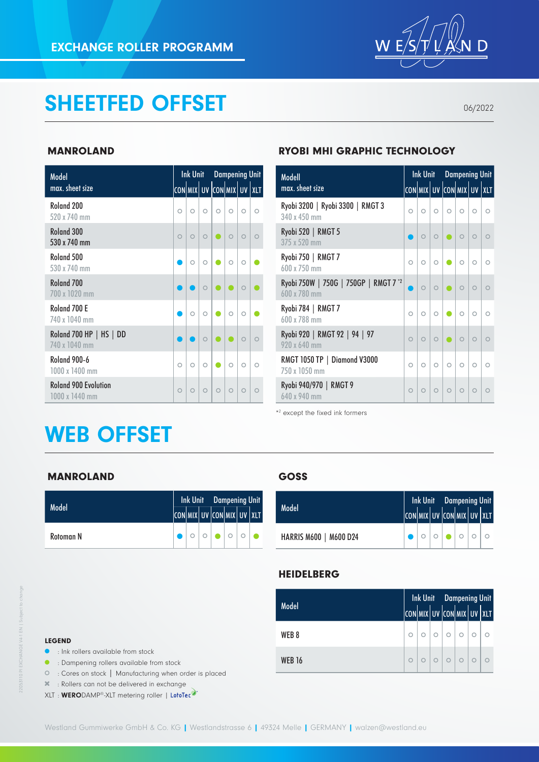EXCHANGE ROLLER PROGRAMM

# SHEETFED OFFSET

06/2022

## MANROLAND

| Model / max. sheet size | Ink Unit CON | Ink Unit MIX | Ink Unit UV | Dampening Unit CON | Dampening Unit MIX | Dampening Unit UV | Dampening Unit XLT |
|---|---|---|---|---|---|---|---|
| Roland 200 520 x 740 mm | ○ | ○ | ○ | ○ | ○ | ○ | ○ |
| Roland 300 530 x 740 mm | ○ | ○ | ○ | ● | ○ | ○ | ○ |
| Roland 500 530 x 740 mm | ● | ○ | ○ | ● | ○ | ○ | ● |
| Roland 700 700 x 1020 mm | ● | ● | ○ | ● | ● | ○ | ● |
| Roland 700 E 740 x 1040 mm | ● | ○ | ○ | ● | ○ | ○ | ● |
| Roland 700 HP \| HS \| DD 740 x 1040 mm | ● | ● | ○ | ● | ● | ○ | ○ |
| Roland 900-6 1000 x 1400 mm | ○ | ○ | ○ | ● | ○ | ○ | ○ |
| Roland 900 Evolution 1000 x 1440 mm | ○ | ○ | ○ | ○ | ○ | ○ | ○ |

## RYOBI MHI GRAPHIC TECHNOLOGY

| Modell / max. sheet size | Ink Unit CON | Ink Unit MIX | Ink Unit UV | Dampening Unit CON | Dampening Unit MIX | Dampening Unit UV | Dampening Unit XLT |
|---|---|---|---|---|---|---|---|
| Ryobi 3200 \| Ryobi 3300 \| RMGT 3 340 x 450 mm | ○ | ○ | ○ | ○ | ○ | ○ | ○ |
| Ryobi 520 \| RMGT 5 375 x 520 mm | ● | ○ | ○ | ● | ○ | ○ | ○ |
| Ryobi 750 \| RMGT 7 600 x 750 mm | ○ | ○ | ○ | ● | ○ | ○ | ○ |
| Ryobi 750W \| 750G \| 750GP \| RMGT 7 *2 600 x 780 mm | ● | ○ | ○ | ● | ○ | ○ | ○ |
| Ryobi 784 \| RMGT 7 600 x 788 mm | ○ | ○ | ○ | ● | ○ | ○ | ○ |
| Ryobi 920 \| RMGT 92 \| 94 \| 97 920 x 640 mm | ○ | ○ | ○ | ● | ○ | ○ | ○ |
| RMGT 1050 TP \| Diamond V3000 750 x 1050 mm | ○ | ○ | ○ | ○ | ○ | ○ | ○ |
| Ryobi 940/970 \| RMGT 9 640 x 940 mm | ○ | ○ | ○ | ○ | ○ | ○ | ○ |

*2 except the fixed ink formers

# WEB OFFSET

## MANROLAND

| Model | Ink Unit CON | Ink Unit MIX | Ink Unit UV | Dampening Unit CON | Dampening Unit MIX | Dampening Unit UV | Dampening Unit XLT |
|---|---|---|---|---|---|---|---|
| Rotoman N | ● | ○ | ○ | ● | ○ | ○ | ● |

## GOSS

| Model | Ink Unit CON | Ink Unit MIX | Ink Unit UV | Dampening Unit CON | Dampening Unit MIX | Dampening Unit UV | Dampening Unit XLT |
|---|---|---|---|---|---|---|---|
| HARRIS M600 \| M600 D24 | ● | ○ | ○ | ● | ○ | ○ | ○ |

## HEIDELBERG

| Model | Ink Unit CON | Ink Unit MIX | Ink Unit UV | Dampening Unit CON | Dampening Unit MIX | Dampening Unit UV | Dampening Unit XLT |
|---|---|---|---|---|---|---|---|
| WEB 8 | ○ | ○ | ○ | ○ | ○ | ○ | ○ |
| WEB 16 | ○ | ○ | ○ | ○ | ○ | ○ | ○ |

**LEGEND**

- ● (blue) : Ink rollers available from stock
- ● (green) : Dampening rollers available from stock
- ○ : Cores on stock | Manufacturing when order is placed
- ✖ : Rollers can not be delivered in exchange

XLT : **WERO**DAMP®-XLT metering roller | LotoTec

Westland Gummiwerke GmbH & Co. KG | Westlandstrasse 6 | 49324 Melle | GERMANY | walzen@westland.eu